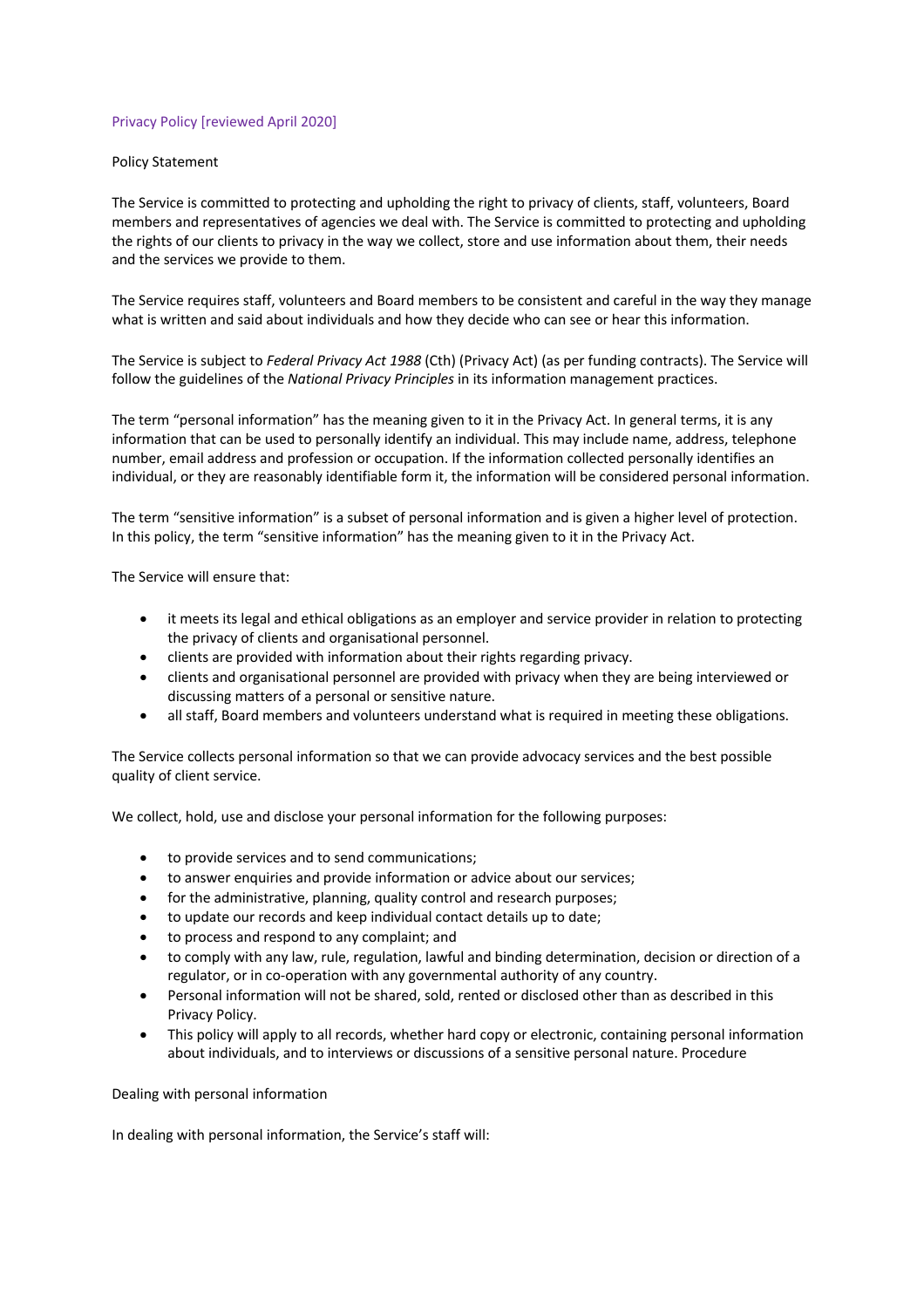# Privacy Policy [reviewed April 2020]

## Policy Statement

The Service is committed to protecting and upholding the right to privacy of clients, staff, volunteers, Board members and representatives of agencies we deal with. The Service is committed to protecting and upholding the rights of our clients to privacy in the way we collect, store and use information about them, their needs and the services we provide to them.

The Service requires staff, volunteers and Board members to be consistent and careful in the way they manage what is written and said about individuals and how they decide who can see or hear this information.

The Service is subject to *Federal Privacy Act 1988* (Cth) (Privacy Act) (as per funding contracts). The Service will follow the guidelines of the *National Privacy Principles* in its information management practices.

The term "personal information" has the meaning given to it in the Privacy Act. In general terms, it is any information that can be used to personally identify an individual. This may include name, address, telephone number, email address and profession or occupation. If the information collected personally identifies an individual, or they are reasonably identifiable form it, the information will be considered personal information.

The term "sensitive information" is a subset of personal information and is given a higher level of protection. In this policy, the term "sensitive information" has the meaning given to it in the Privacy Act.

The Service will ensure that:

- it meets its legal and ethical obligations as an employer and service provider in relation to protecting the privacy of clients and organisational personnel.
- clients are provided with information about their rights regarding privacy.
- clients and organisational personnel are provided with privacy when they are being interviewed or discussing matters of a personal or sensitive nature.
- all staff, Board members and volunteers understand what is required in meeting these obligations.

The Service collects personal information so that we can provide advocacy services and the best possible quality of client service.

We collect, hold, use and disclose your personal information for the following purposes:

- to provide services and to send communications;
- to answer enquiries and provide information or advice about our services;
- for the administrative, planning, quality control and research purposes;
- to update our records and keep individual contact details up to date;
- to process and respond to any complaint; and
- to comply with any law, rule, regulation, lawful and binding determination, decision or direction of a regulator, or in co-operation with any governmental authority of any country.
- Personal information will not be shared, sold, rented or disclosed other than as described in this Privacy Policy.
- This policy will apply to all records, whether hard copy or electronic, containing personal information about individuals, and to interviews or discussions of a sensitive personal nature. Procedure

## Dealing with personal information

In dealing with personal information, the Service's staff will: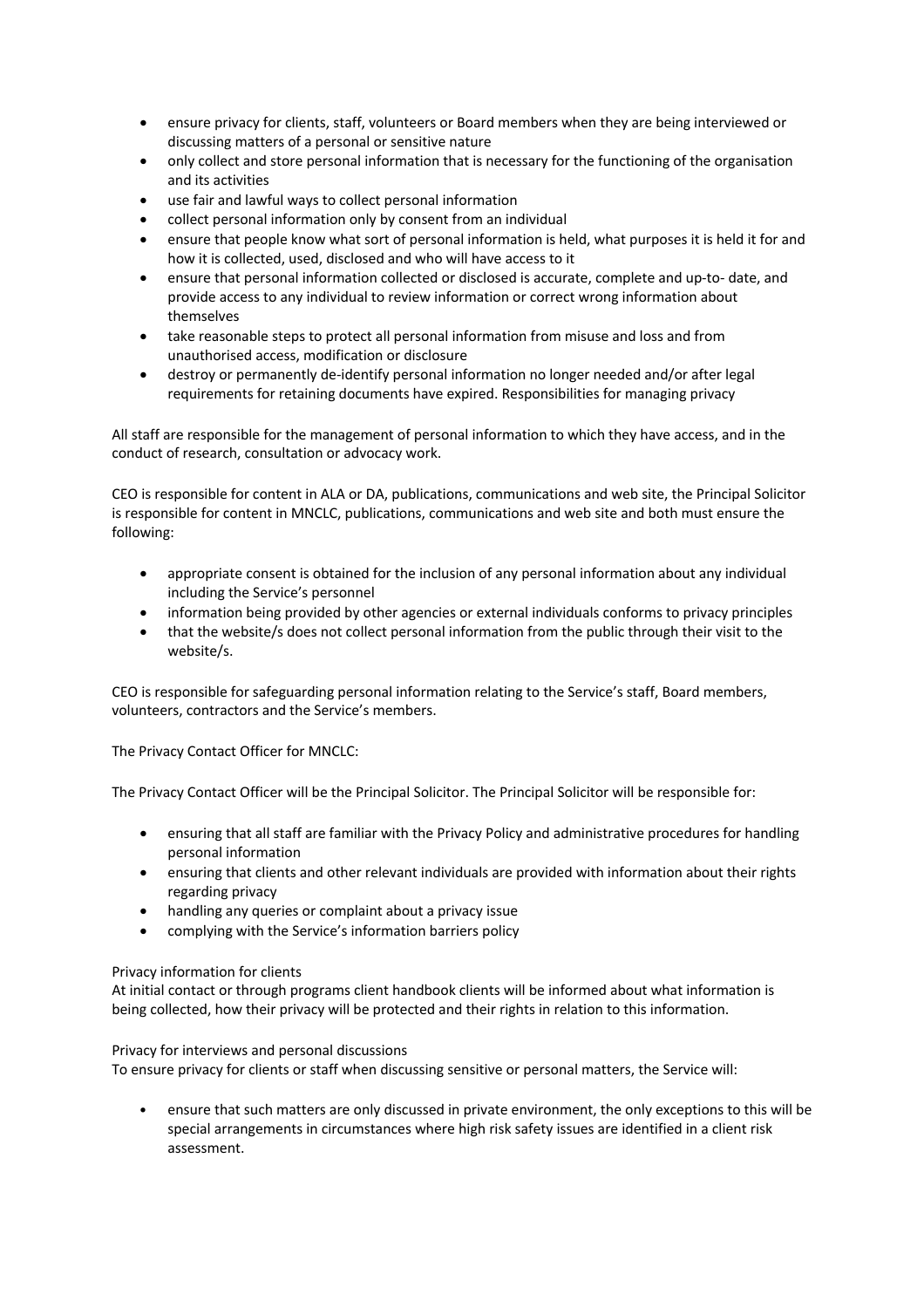- ensure privacy for clients, staff, volunteers or Board members when they are being interviewed or discussing matters of a personal or sensitive nature
- only collect and store personal information that is necessary for the functioning of the organisation and its activities
- use fair and lawful ways to collect personal information
- collect personal information only by consent from an individual
- ensure that people know what sort of personal information is held, what purposes it is held it for and how it is collected, used, disclosed and who will have access to it
- ensure that personal information collected or disclosed is accurate, complete and up-to- date, and provide access to any individual to review information or correct wrong information about themselves
- take reasonable steps to protect all personal information from misuse and loss and from unauthorised access, modification or disclosure
- destroy or permanently de-identify personal information no longer needed and/or after legal requirements for retaining documents have expired. Responsibilities for managing privacy

All staff are responsible for the management of personal information to which they have access, and in the conduct of research, consultation or advocacy work.

CEO is responsible for content in ALA or DA, publications, communications and web site, the Principal Solicitor is responsible for content in MNCLC, publications, communications and web site and both must ensure the following:

- appropriate consent is obtained for the inclusion of any personal information about any individual including the Service's personnel
- information being provided by other agencies or external individuals conforms to privacy principles
- that the website/s does not collect personal information from the public through their visit to the website/s.

CEO is responsible for safeguarding personal information relating to the Service's staff, Board members, volunteers, contractors and the Service's members.

The Privacy Contact Officer for MNCLC:

The Privacy Contact Officer will be the Principal Solicitor. The Principal Solicitor will be responsible for:

- ensuring that all staff are familiar with the Privacy Policy and administrative procedures for handling personal information
- ensuring that clients and other relevant individuals are provided with information about their rights regarding privacy
- handling any queries or complaint about a privacy issue
- complying with the Service's information barriers policy

Privacy information for clients

At initial contact or through programs client handbook clients will be informed about what information is being collected, how their privacy will be protected and their rights in relation to this information.

Privacy for interviews and personal discussions

To ensure privacy for clients or staff when discussing sensitive or personal matters, the Service will:

- ensure that such matters are only discussed in private environment, the only exceptions to this will be special arrangements in circumstances where high risk safety issues are identified in a client risk assessment.